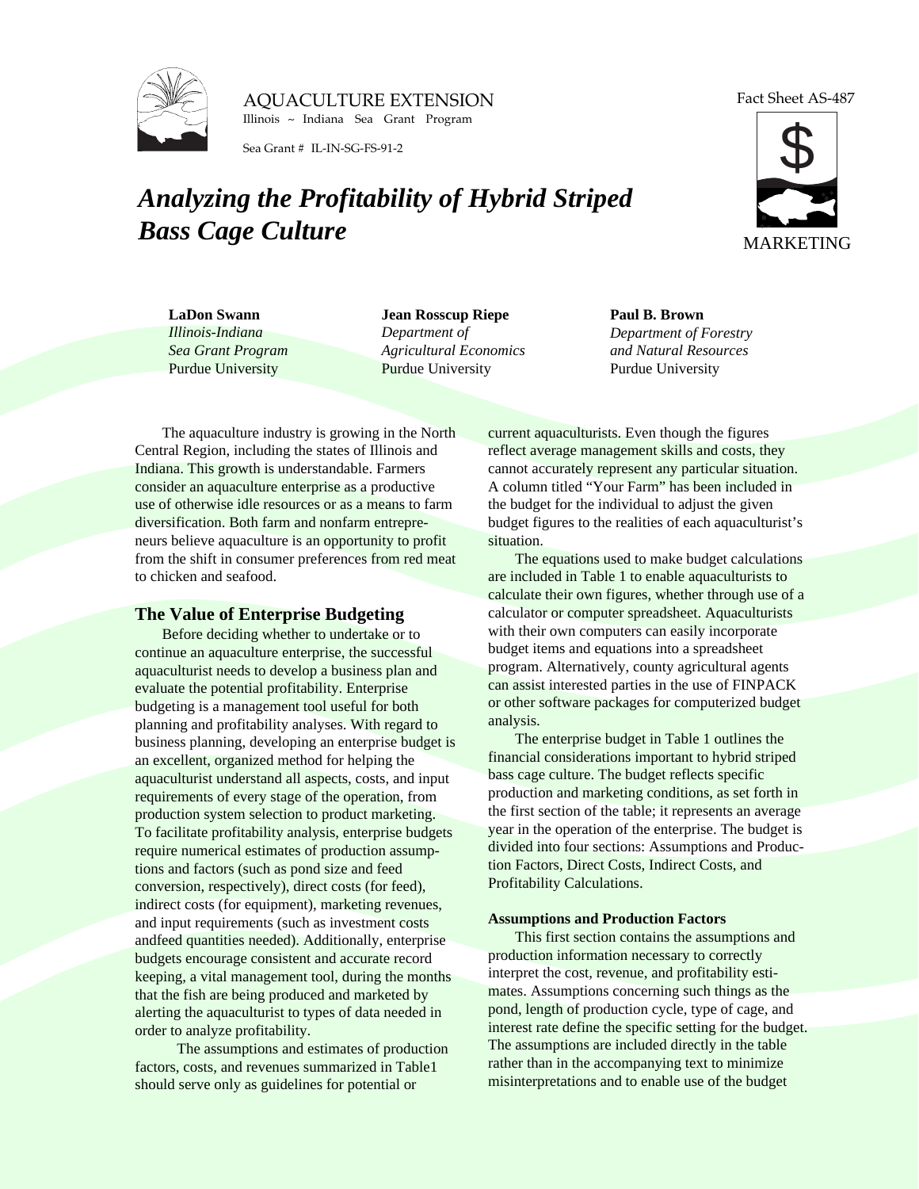AQUACULTURE EXTENSION

Illinois ~ Indiana Sea Grant Program

Sea Grant # IL-IN-SG-FS-91-2

Fact Sheet AS-487

MARKETING

# Analyzing the Profitability of Hybrid Striped Bass Cage Culture

**LaDon Swann**
*Illinois-Indiana Sea Grant Program*
Purdue University

**Jean Rosscup Riepe**
*Department of Agricultural Economics*
Purdue University

**Paul B. Brown**
*Department of Forestry and Natural Resources*
Purdue University

The aquaculture industry is growing in the North Central Region, including the states of Illinois and Indiana. This growth is understandable. Farmers consider an aquaculture enterprise as a productive use of otherwise idle resources or as a means to farm diversification. Both farm and nonfarm entrepreneurs believe aquaculture is an opportunity to profit from the shift in consumer preferences from red meat to chicken and seafood.

## The Value of Enterprise Budgeting

Before deciding whether to undertake or to continue an aquaculture enterprise, the successful aquaculturist needs to develop a business plan and evaluate the potential profitability. Enterprise budgeting is a management tool useful for both planning and profitability analyses. With regard to business planning, developing an enterprise budget is an excellent, organized method for helping the aquaculturist understand all aspects, costs, and input requirements of every stage of the operation, from production system selection to product marketing. To facilitate profitability analysis, enterprise budgets require numerical estimates of production assumptions and factors (such as pond size and feed conversion, respectively), direct costs (for feed), indirect costs (for equipment), marketing revenues, and input requirements (such as investment costs andfeed quantities needed). Additionally, enterprise budgets encourage consistent and accurate record keeping, a vital management tool, during the months that the fish are being produced and marketed by alerting the aquaculturist to types of data needed in order to analyze profitability.

The assumptions and estimates of production factors, costs, and revenues summarized in Table1 should serve only as guidelines for potential or current aquaculturists. Even though the figures reflect average management skills and costs, they cannot accurately represent any particular situation. A column titled "Your Farm" has been included in the budget for the individual to adjust the given budget figures to the realities of each aquaculturist's situation.

The equations used to make budget calculations are included in Table 1 to enable aquaculturists to calculate their own figures, whether through use of a calculator or computer spreadsheet. Aquaculturists with their own computers can easily incorporate budget items and equations into a spreadsheet program. Alternatively, county agricultural agents can assist interested parties in the use of FINPACK or other software packages for computerized budget analysis.

The enterprise budget in Table 1 outlines the financial considerations important to hybrid striped bass cage culture. The budget reflects specific production and marketing conditions, as set forth in the first section of the table; it represents an average year in the operation of the enterprise. The budget is divided into four sections: Assumptions and Production Factors, Direct Costs, Indirect Costs, and Profitability Calculations.

### Assumptions and Production Factors

This first section contains the assumptions and production information necessary to correctly interpret the cost, revenue, and profitability estimates. Assumptions concerning such things as the pond, length of production cycle, type of cage, and interest rate define the specific setting for the budget. The assumptions are included directly in the table rather than in the accompanying text to minimize misinterpretations and to enable use of the budget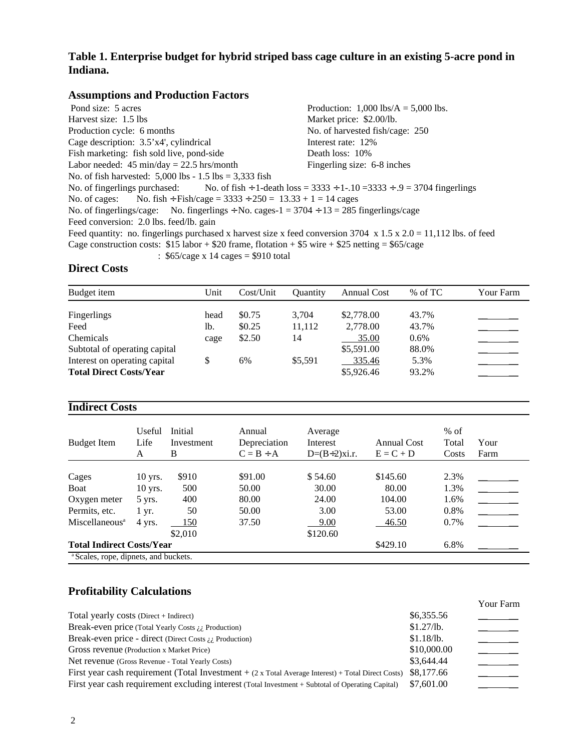### Table 1. Enterprise budget for hybrid striped bass cage culture in an existing 5-acre pond in Indiana.

#### Assumptions and Production Factors

Pond size: 5 acres
Production: 1,000 lbs/A = 5,000 lbs.
Harvest size: 1.5 lbs
Market price: $2.00/lb.
Production cycle: 6 months
No. of harvested fish/cage: 250
Cage description: 3.5'x4', cylindrical
Interest rate: 12%
Fish marketing: fish sold live, pond-side
Death loss: 10%
Labor needed: 45 min/day = 22.5 hrs/month
Fingerling size: 6-8 inches

No. of fish harvested: 5,000 lbs - 1.5 lbs = 3,333 fish
No. of fingerlings purchased: No. of fish ÷1-death loss = 3333 ÷1-.10 =3333 ÷.9 = 3704 fingerlings
No. of cages: No. fish ÷Fish/cage = 3333 ÷250 = 13.33 + 1 = 14 cages
No. of fingerlings/cage: No. fingerlings ÷No. cages-1 = 3704 ÷13 = 285 fingerlings/cage
Feed conversion: 2.0 lbs. feed/lb. gain
Feed quantity: no. fingerlings purchased x harvest size x feed conversion 3704 x 1.5 x 2.0 = 11,112 lbs. of feed
Cage construction costs: $15 labor + $20 frame, flotation + $5 wire + $25 netting = $65/cage
: $65/cage x 14 cages = $910 total

#### Direct Costs

| Budget item | Unit | Cost/Unit | Quantity | Annual Cost | % of TC | Your Farm |
|---|---|---|---|---|---|---|
| Fingerlings | head | $0.75 | 3,704 | $2,778.00 | 43.7% | ______ |
| Feed | lb. | $0.25 | 11,112 | 2,778.00 | 43.7% | ______ |
| Chemicals | cage | $2.50 | 14 | 35.00 | 0.6% | ______ |
| Subtotal of operating capital | | | | $5,591.00 | 88.0% | ______ |
| Interest on operating capital | $ | 6% | $5,591 | 335.46 | 5.3% | ______ |
| **Total Direct Costs/Year** | | | | $5,926.46 | 93.2% | ______ |

#### Indirect Costs

| Budget Item | Useful Life A | Initial Investment B | Annual Depreciation C = B ÷A | Average Interest D=(B÷2)xi.r. | Annual Cost E = C + D | % of Total Costs | Your Farm |
|---|---|---|---|---|---|---|---|
| Cages | 10 yrs. | $910 | $91.00 | $ 54.60 | $145.60 | 2.3% | ______ |
| Boat | 10 yrs. | 500 | 50.00 | 30.00 | 80.00 | 1.3% | ______ |
| Oxygen meter | 5 yrs. | 400 | 80.00 | 24.00 | 104.00 | 1.6% | ______ |
| Permits, etc. | 1 yr. | 50 | 50.00 | 3.00 | 53.00 | 0.8% | ______ |
| Miscellaneous[a] | 4 yrs. | 150 | 37.50 | 9.00 | 46.50 | 0.7% | ______ |
| | | $2,010 | | $120.60 | | | |
| **Total Indirect Costs/Year** | | | | | $429.10 | 6.8% | ______ |

[a] Scales, rope, dipnets, and buckets.

#### Profitability Calculations

| | | Your Farm |
|---|---|---|
| Total yearly costs (Direct + Indirect) | $6,355.56 | ______ |
| Break-even price (Total Yearly Costs ¿¿ Production) | $1.27/lb. | ______ |
| Break-even price - direct (Direct Costs ¿¿ Production) | $1.18/lb. | ______ |
| Gross revenue (Production x Market Price) | $10,000.00 | ______ |
| Net revenue (Gross Revenue - Total Yearly Costs) | $3,644.44 | ______ |
| First year cash requirement (Total Investment + (2 x Total Average Interest) + Total Direct Costs) | $8,177.66 | ______ |
| First year cash requirement excluding interest (Total Investment + Subtotal of Operating Capital) | $7,601.00 | ______ |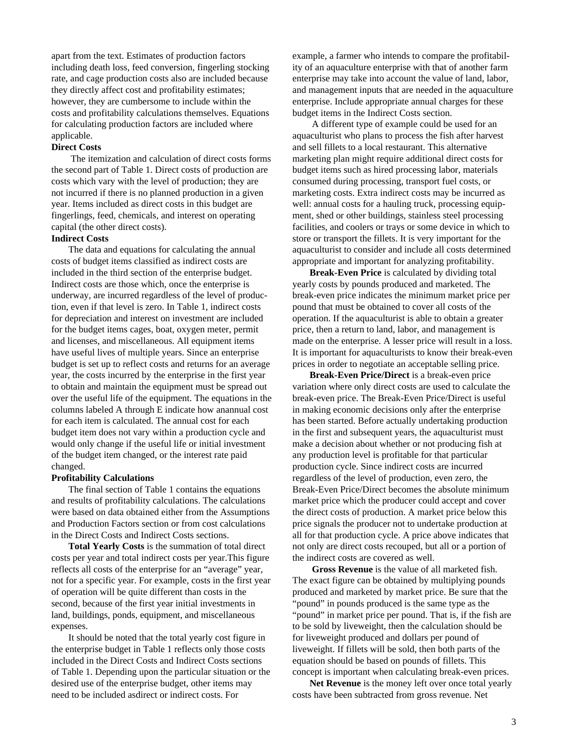apart from the text. Estimates of production factors including death loss, feed conversion, fingerling stocking rate, and cage production costs also are included because they directly affect cost and profitability estimates; however, they are cumbersome to include within the costs and profitability calculations themselves. Equations for calculating production factors are included where applicable.

**Direct Costs**

The itemization and calculation of direct costs forms the second part of Table 1. Direct costs of production are costs which vary with the level of production; they are not incurred if there is no planned production in a given year. Items included as direct costs in this budget are fingerlings, feed, chemicals, and interest on operating capital (the other direct costs).

**Indirect Costs**

The data and equations for calculating the annual costs of budget items classified as indirect costs are included in the third section of the enterprise budget. Indirect costs are those which, once the enterprise is underway, are incurred regardless of the level of production, even if that level is zero. In Table 1, indirect costs for depreciation and interest on investment are included for the budget items cages, boat, oxygen meter, permit and licenses, and miscellaneous. All equipment items have useful lives of multiple years. Since an enterprise budget is set up to reflect costs and returns for an average year, the costs incurred by the enterprise in the first year to obtain and maintain the equipment must be spread out over the useful life of the equipment. The equations in the columns labeled A through E indicate how anannual cost for each item is calculated. The annual cost for each budget item does not vary within a production cycle and would only change if the useful life or initial investment of the budget item changed, or the interest rate paid changed.

**Profitability Calculations**

The final section of Table 1 contains the equations and results of profitability calculations. The calculations were based on data obtained either from the Assumptions and Production Factors section or from cost calculations in the Direct Costs and Indirect Costs sections.

**Total Yearly Costs** is the summation of total direct costs per year and total indirect costs per year.This figure reflects all costs of the enterprise for an "average" year, not for a specific year. For example, costs in the first year of operation will be quite different than costs in the second, because of the first year initial investments in land, buildings, ponds, equipment, and miscellaneous expenses.

It should be noted that the total yearly cost figure in the enterprise budget in Table 1 reflects only those costs included in the Direct Costs and Indirect Costs sections of Table 1. Depending upon the particular situation or the desired use of the enterprise budget, other items may need to be included asdirect or indirect costs. For example, a farmer who intends to compare the profitability of an aquaculture enterprise with that of another farm enterprise may take into account the value of land, labor, and management inputs that are needed in the aquaculture enterprise. Include appropriate annual charges for these budget items in the Indirect Costs section.

A different type of example could be used for an aquaculturist who plans to process the fish after harvest and sell fillets to a local restaurant. This alternative marketing plan might require additional direct costs for budget items such as hired processing labor, materials consumed during processing, transport fuel costs, or marketing costs. Extra indirect costs may be incurred as well: annual costs for a hauling truck, processing equipment, shed or other buildings, stainless steel processing facilities, and coolers or trays or some device in which to store or transport the fillets. It is very important for the aquaculturist to consider and include all costs determined appropriate and important for analyzing profitability.

**Break-Even Price** is calculated by dividing total yearly costs by pounds produced and marketed. The break-even price indicates the minimum market price per pound that must be obtained to cover all costs of the operation. If the aquaculturist is able to obtain a greater price, then a return to land, labor, and management is made on the enterprise. A lesser price will result in a loss. It is important for aquaculturists to know their break-even prices in order to negotiate an acceptable selling price.

**Break-Even Price/Direct** is a break-even price variation where only direct costs are used to calculate the break-even price. The Break-Even Price/Direct is useful in making economic decisions only after the enterprise has been started. Before actually undertaking production in the first and subsequent years, the aquaculturist must make a decision about whether or not producing fish at any production level is profitable for that particular production cycle. Since indirect costs are incurred regardless of the level of production, even zero, the Break-Even Price/Direct becomes the absolute minimum market price which the producer could accept and cover the direct costs of production. A market price below this price signals the producer not to undertake production at all for that production cycle. A price above indicates that not only are direct costs recouped, but all or a portion of the indirect costs are covered as well.

**Gross Revenue** is the value of all marketed fish. The exact figure can be obtained by multiplying pounds produced and marketed by market price. Be sure that the "pound" in pounds produced is the same type as the "pound" in market price per pound. That is, if the fish are to be sold by liveweight, then the calculation should be for liveweight produced and dollars per pound of liveweight. If fillets will be sold, then both parts of the equation should be based on pounds of fillets. This concept is important when calculating break-even prices.

**Net Revenue** is the money left over once total yearly costs have been subtracted from gross revenue. Net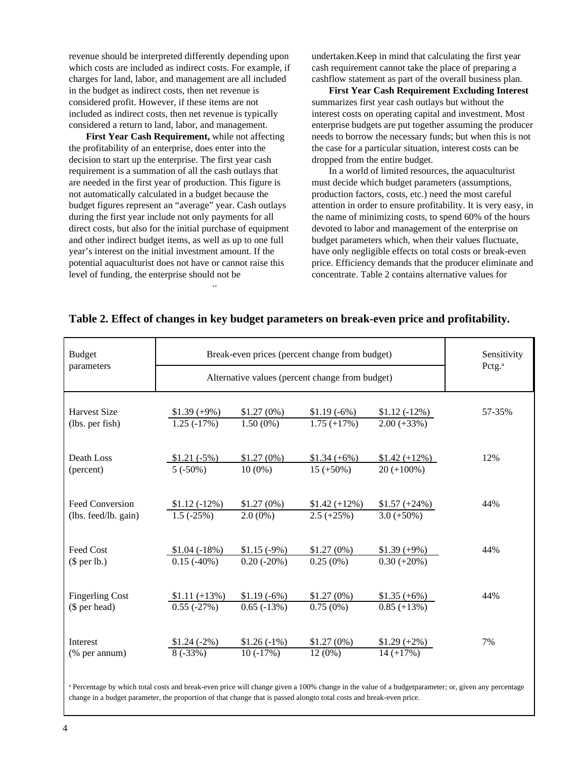revenue should be interpreted differently depending upon which costs are included as indirect costs. For example, if charges for land, labor, and management are all included in the budget as indirect costs, then net revenue is considered profit. However, if these items are not included as indirect costs, then net revenue is typically considered a return to land, labor, and management.

**First Year Cash Requirement,** while not affecting the profitability of an enterprise, does enter into the decision to start up the enterprise. The first year cash requirement is a summation of all the cash outlays that are needed in the first year of production. This figure is not automatically calculated in a budget because the budget figures represent an "average" year. Cash outlays during the first year include not only payments for all direct costs, but also for the initial purchase of equipment and other indirect budget items, as well as up to one full year's interest on the initial investment amount. If the potential aquaculturist does not have or cannot raise this level of funding, the enterprise should not be undertaken.Keep in mind that calculating the first year cash requirement cannot take the place of preparing a cashflow statement as part of the overall business plan.

**First Year Cash Requirement Excluding Interest** summarizes first year cash outlays but without the interest costs on operating capital and investment. Most enterprise budgets are put together assuming the producer needs to borrow the necessary funds; but when this is not the case for a particular situation, interest costs can be dropped from the entire budget.

In a world of limited resources, the aquaculturist must decide which budget parameters (assumptions, production factors, costs, etc.) need the most careful attention in order to ensure profitability. It is very easy, in the name of minimizing costs, to spend 60% of the hours devoted to labor and management of the enterprise on budget parameters which, when their values fluctuate, have only negligible effects on total costs or break-even price. Efficiency demands that the producer eliminate and concentrate. Table 2 contains alternative values for

**Table 2. Effect of changes in key budget parameters on break-even price and profitability.**

| Budget parameters | Break-even prices (percent change from budget) / Alternative values (percent change from budget) | | | | Sensitivity Pctg.[a] |
|---|---|---|---|---|---|
| Harvest Size (lbs. per fish) | $1.39 (+9%) / 1.25 (-17%) | $1.27 (0%) / 1.50 (0%) | $1.19 (-6%) / 1.75 (+17%) | $1.12 (-12%) / 2.00 (+33%) | 57-35% |
| Death Loss (percent) | $1.21 (-5%) / 5 (-50%) | $1.27 (0%) / 10 (0%) | $1.34 (+6%) / 15 (+50%) | $1.42 (+12%) / 20 (+100%) | 12% |
| Feed Conversion (lbs. feed/lb. gain) | $1.12 (-12%) / 1.5 (-25%) | $1.27 (0%) / 2.0 (0%) | $1.42 (+12%) / 2.5 (+25%) | $1.57 (+24%) / 3.0 (+50%) | 44% |
| Feed Cost ($ per lb.) | $1.04 (-18%) / 0.15 (-40%) | $1.15 (-9%) / 0.20 (-20%) | $1.27 (0%) / 0.25 (0%) | $1.39 (+9%) / 0.30 (+20%) | 44% |
| Fingerling Cost ($ per head) | $1.11 (+13%) / 0.55 (-27%) | $1.19 (-6%) / 0.65 (-13%) | $1.27 (0%) / 0.75 (0%) | $1.35 (+6%) / 0.85 (+13%) | 44% |
| Interest (% per annum) | $1.24 (-2%) / 8 (-33%) | $1.26 (-1%) / 10 (-17%) | $1.27 (0%) / 12 (0%) | $1.29 (+2%) / 14 (+17%) | 7% |

[a] Percentage by which total costs and break-even price will change given a 100% change in the value of a budgetparameter; or, given any percentage change in a budget parameter, the proportion of that change that is passed alongto total costs and break-even price.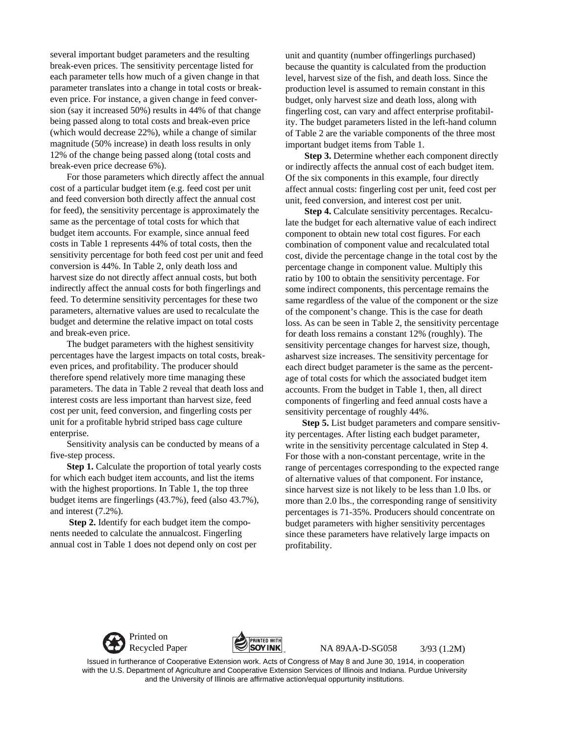several important budget parameters and the resulting break-even prices. The sensitivity percentage listed for each parameter tells how much of a given change in that parameter translates into a change in total costs or break-even price. For instance, a given change in feed conversion (say it increased 50%) results in 44% of that change being passed along to total costs and break-even price (which would decrease 22%), while a change of similar magnitude (50% increase) in death loss results in only 12% of the change being passed along (total costs and break-even price decrease 6%).

For those parameters which directly affect the annual cost of a particular budget item (e.g. feed cost per unit and feed conversion both directly affect the annual cost for feed), the sensitivity percentage is approximately the same as the percentage of total costs for which that budget item accounts. For example, since annual feed costs in Table 1 represents 44% of total costs, then the sensitivity percentage for both feed cost per unit and feed conversion is 44%. In Table 2, only death loss and harvest size do not directly affect annual costs, but both indirectly affect the annual costs for both fingerlings and feed. To determine sensitivity percentages for these two parameters, alternative values are used to recalculate the budget and determine the relative impact on total costs and break-even price.

The budget parameters with the highest sensitivity percentages have the largest impacts on total costs, break-even prices, and profitability. The producer should therefore spend relatively more time managing these parameters. The data in Table 2 reveal that death loss and interest costs are less important than harvest size, feed cost per unit, feed conversion, and fingerling costs per unit for a profitable hybrid striped bass cage culture enterprise.

Sensitivity analysis can be conducted by means of a five-step process.

**Step 1.** Calculate the proportion of total yearly costs for which each budget item accounts, and list the items with the highest proportions. In Table 1, the top three budget items are fingerlings (43.7%), feed (also 43.7%), and interest (7.2%).

**Step 2.** Identify for each budget item the components needed to calculate the annualcost. Fingerling annual cost in Table 1 does not depend only on cost per unit and quantity (number offingerlings purchased) because the quantity is calculated from the production level, harvest size of the fish, and death loss. Since the production level is assumed to remain constant in this budget, only harvest size and death loss, along with fingerling cost, can vary and affect enterprise profitability. The budget parameters listed in the left-hand column of Table 2 are the variable components of the three most important budget items from Table 1.

**Step 3.** Determine whether each component directly or indirectly affects the annual cost of each budget item. Of the six components in this example, four directly affect annual costs: fingerling cost per unit, feed cost per unit, feed conversion, and interest cost per unit.

**Step 4.** Calculate sensitivity percentages. Recalculate the budget for each alternative value of each indirect component to obtain new total cost figures. For each combination of component value and recalculated total cost, divide the percentage change in the total cost by the percentage change in component value. Multiply this ratio by 100 to obtain the sensitivity percentage. For some indirect components, this percentage remains the same regardless of the value of the component or the size of the component's change. This is the case for death loss. As can be seen in Table 2, the sensitivity percentage for death loss remains a constant 12% (roughly). The sensitivity percentage changes for harvest size, though, asharvest size increases. The sensitivity percentage for each direct budget parameter is the same as the percentage of total costs for which the associated budget item accounts. From the budget in Table 1, then, all direct components of fingerling and feed annual costs have a sensitivity percentage of roughly 44%.

**Step 5.** List budget parameters and compare sensitivity percentages. After listing each budget parameter, write in the sensitivity percentage calculated in Step 4. For those with a non-constant percentage, write in the range of percentages corresponding to the expected range of alternative values of that component. For instance, since harvest size is not likely to be less than 1.0 lbs. or more than 2.0 lbs., the corresponding range of sensitivity percentages is 71-35%. Producers should concentrate on budget parameters with higher sensitivity percentages since these parameters have relatively large impacts on profitability.

Printed on Recycled Paper

PRINTED WITH SOY INK

NA 89AA-D-SG058 3/93 (1.2M)

Issued in furtherance of Cooperative Extension work. Acts of Congress of May 8 and June 30, 1914, in cooperation with the U.S. Department of Agriculture and Cooperative Extension Services of Illinois and Indiana. Purdue University and the University of Illinois are affirmative action/equal oppurtunity institutions.